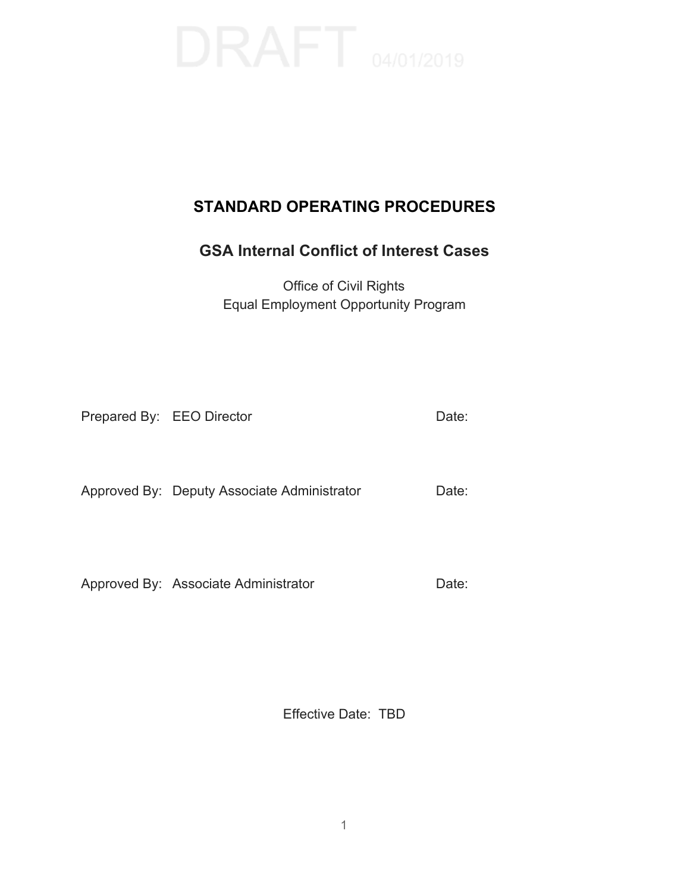DRAFT 04/01/2019

# STANDARD OPERATING PROCEDURES

## GSA Internal Conflict of Interest Cases

Office of Civil Rights
Equal Employment Opportunity Program

Prepared By: EEO Director Date:

Approved By: Deputy Associate Administrator Date:

Approved By: Associate Administrator Date:

Effective Date: TBD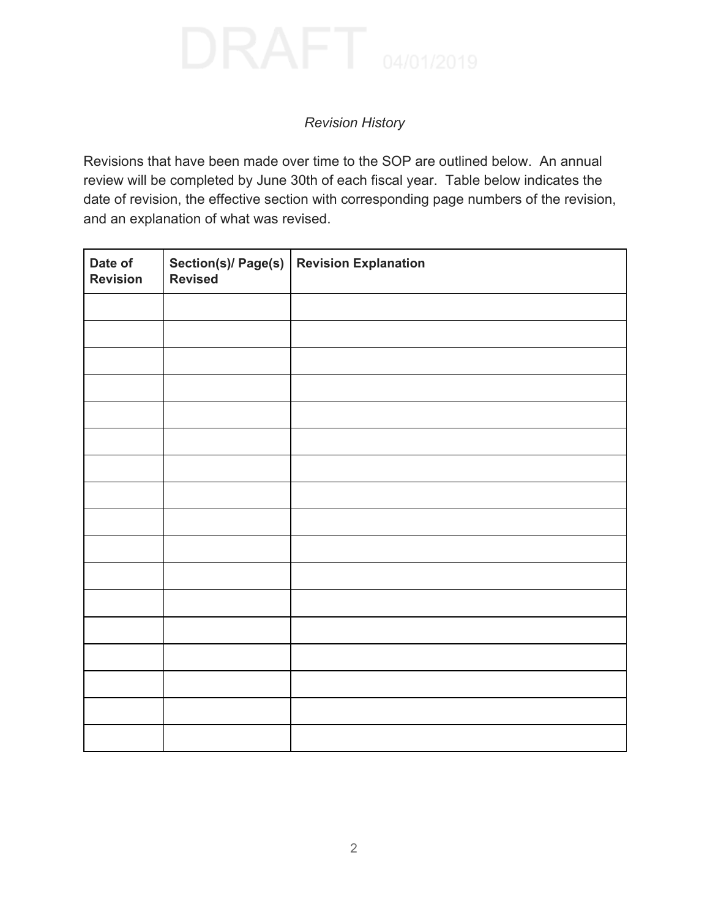DRAFT 04/01/2019

*Revision History*

Revisions that have been made over time to the SOP are outlined below. An annual review will be completed by June 30th of each fiscal year. Table below indicates the date of revision, the effective section with corresponding page numbers of the revision, and an explanation of what was revised.

| **Date of Revision** | **Section(s)/ Page(s) Revised** | **Revision Explanation** |
|---|---|---|
| | | |
| | | |
| | | |
| | | |
| | | |
| | | |
| | | |
| | | |
| | | |
| | | |
| | | |
| | | |
| | | |
| | | |
| | | |
| | | |
| | | |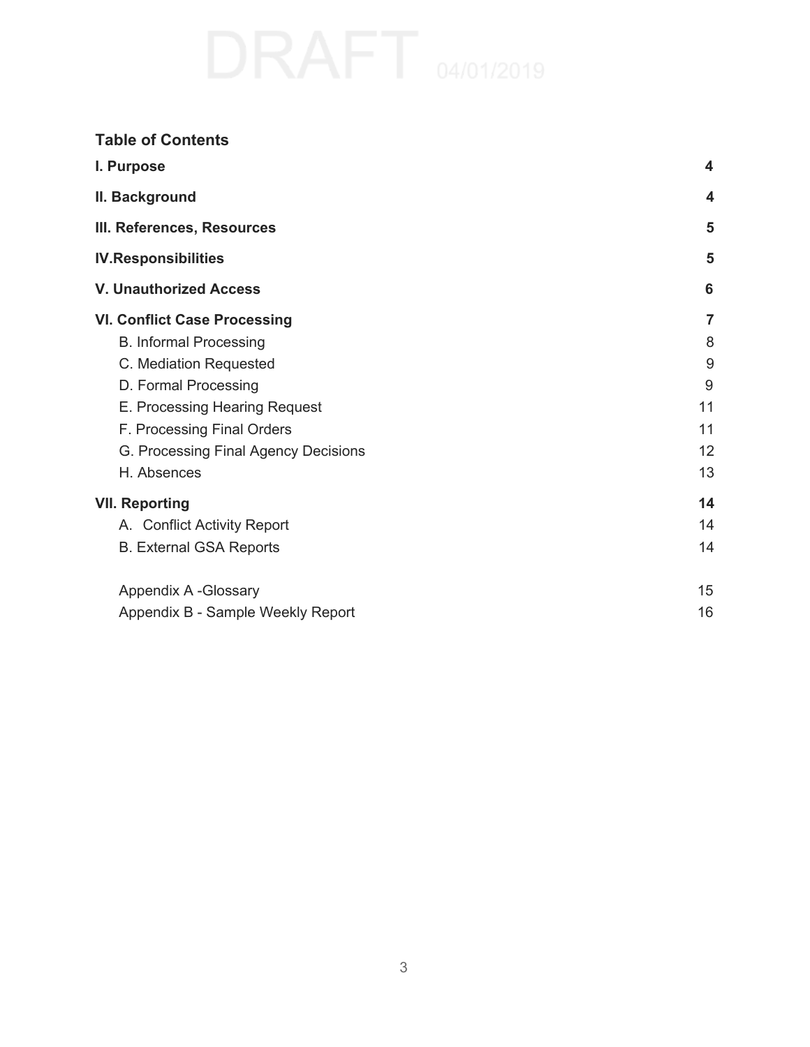DRAFT 04/01/2019

## Table of Contents

| | |
|---|---|
| **I. Purpose** | **4** |
| **II. Background** | **4** |
| **III. References, Resources** | **5** |
| **IV.Responsibilities** | **5** |
| **V. Unauthorized Access** | **6** |
| **VI. Conflict Case Processing** | **7** |
| B. Informal Processing | 8 |
| C. Mediation Requested | 9 |
| D. Formal Processing | 9 |
| E. Processing Hearing Request | 11 |
| F. Processing Final Orders | 11 |
| G. Processing Final Agency Decisions | 12 |
| H. Absences | 13 |
| **VII. Reporting** | **14** |
| A. Conflict Activity Report | 14 |
| B. External GSA Reports | 14 |
| Appendix A -Glossary | 15 |
| Appendix B - Sample Weekly Report | 16 |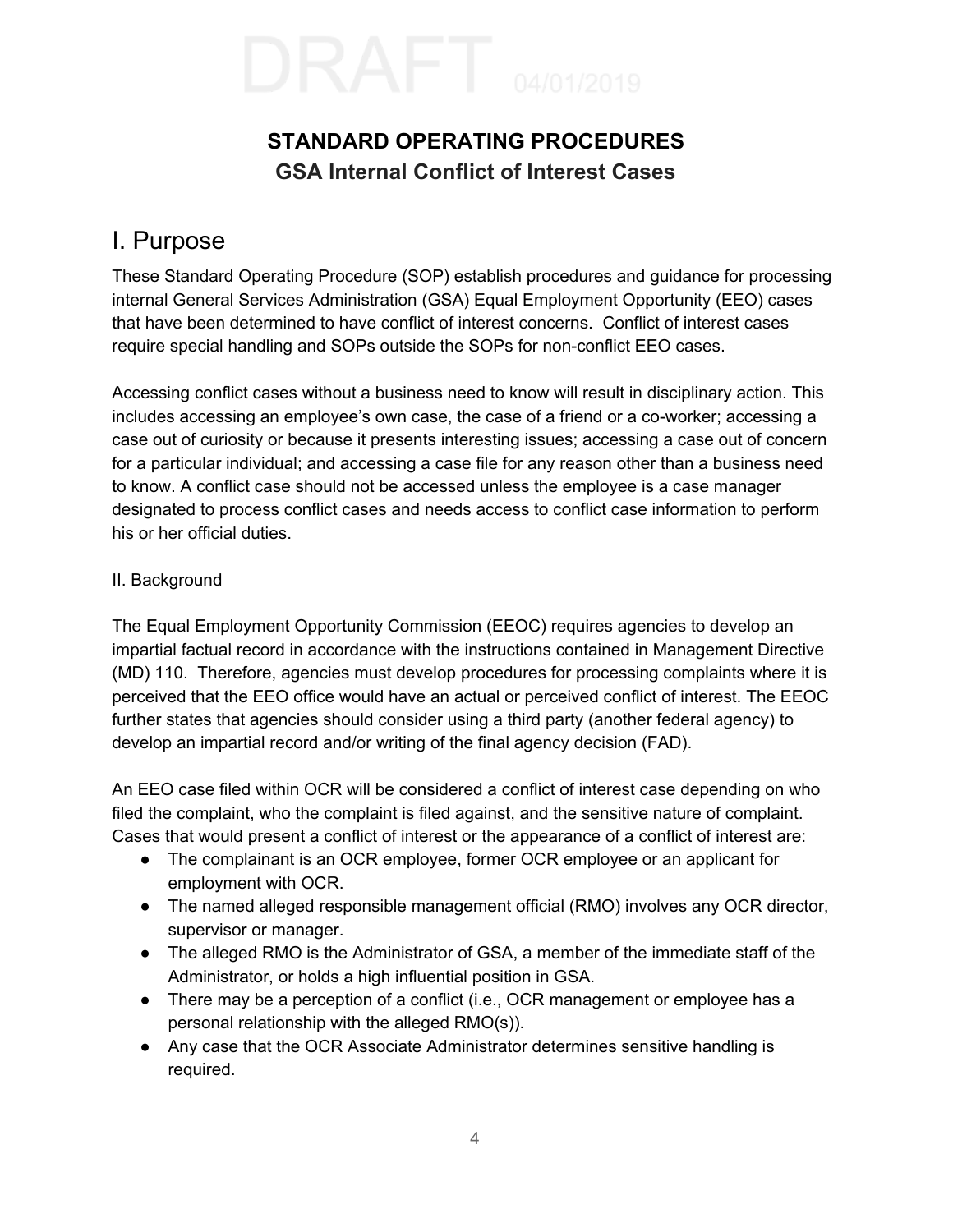DRAFT 04/01/2019

# STANDARD OPERATING PROCEDURES

## GSA Internal Conflict of Interest Cases

# I. Purpose

These Standard Operating Procedure (SOP) establish procedures and guidance for processing internal General Services Administration (GSA) Equal Employment Opportunity (EEO) cases that have been determined to have conflict of interest concerns. Conflict of interest cases require special handling and SOPs outside the SOPs for non-conflict EEO cases.

Accessing conflict cases without a business need to know will result in disciplinary action. This includes accessing an employee's own case, the case of a friend or a co-worker; accessing a case out of curiosity or because it presents interesting issues; accessing a case out of concern for a particular individual; and accessing a case file for any reason other than a business need to know. A conflict case should not be accessed unless the employee is a case manager designated to process conflict cases and needs access to conflict case information to perform his or her official duties.

II. Background

The Equal Employment Opportunity Commission (EEOC) requires agencies to develop an impartial factual record in accordance with the instructions contained in Management Directive (MD) 110. Therefore, agencies must develop procedures for processing complaints where it is perceived that the EEO office would have an actual or perceived conflict of interest. The EEOC further states that agencies should consider using a third party (another federal agency) to develop an impartial record and/or writing of the final agency decision (FAD).

An EEO case filed within OCR will be considered a conflict of interest case depending on who filed the complaint, who the complaint is filed against, and the sensitive nature of complaint. Cases that would present a conflict of interest or the appearance of a conflict of interest are:

- The complainant is an OCR employee, former OCR employee or an applicant for employment with OCR.
- The named alleged responsible management official (RMO) involves any OCR director, supervisor or manager.
- The alleged RMO is the Administrator of GSA, a member of the immediate staff of the Administrator, or holds a high influential position in GSA.
- There may be a perception of a conflict (i.e., OCR management or employee has a personal relationship with the alleged RMO(s)).
- Any case that the OCR Associate Administrator determines sensitive handling is required.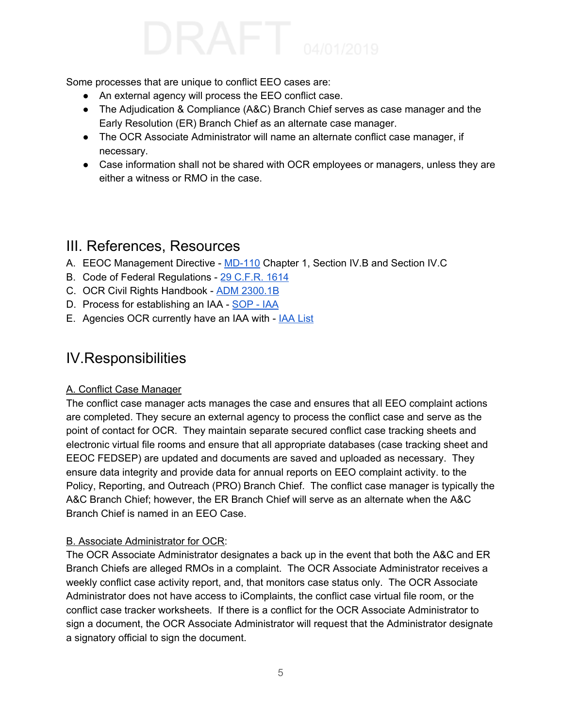Some processes that are unique to conflict EEO cases are:

- An external agency will process the EEO conflict case.
- The Adjudication & Compliance (A&C) Branch Chief serves as case manager and the Early Resolution (ER) Branch Chief as an alternate case manager.
- The OCR Associate Administrator will name an alternate conflict case manager, if necessary.
- Case information shall not be shared with OCR employees or managers, unless they are either a witness or RMO in the case.

## III. References, Resources

A. EEOC Management Directive - MD-110 Chapter 1, Section IV.B and Section IV.C
B. Code of Federal Regulations - 29 C.F.R. 1614
C. OCR Civil Rights Handbook - ADM 2300.1B
D. Process for establishing an IAA - SOP - IAA
E. Agencies OCR currently have an IAA with - IAA List

## IV.Responsibilities

### A. Conflict Case Manager

The conflict case manager acts manages the case and ensures that all EEO complaint actions are completed. They secure an external agency to process the conflict case and serve as the point of contact for OCR. They maintain separate secured conflict case tracking sheets and electronic virtual file rooms and ensure that all appropriate databases (case tracking sheet and EEOC FEDSEP) are updated and documents are saved and uploaded as necessary. They ensure data integrity and provide data for annual reports on EEO complaint activity. to the Policy, Reporting, and Outreach (PRO) Branch Chief. The conflict case manager is typically the A&C Branch Chief; however, the ER Branch Chief will serve as an alternate when the A&C Branch Chief is named in an EEO Case.

### B. Associate Administrator for OCR:

The OCR Associate Administrator designates a back up in the event that both the A&C and ER Branch Chiefs are alleged RMOs in a complaint. The OCR Associate Administrator receives a weekly conflict case activity report, and, that monitors case status only. The OCR Associate Administrator does not have access to iComplaints, the conflict case virtual file room, or the conflict case tracker worksheets. If there is a conflict for the OCR Associate Administrator to sign a document, the OCR Associate Administrator will request that the Administrator designate a signatory official to sign the document.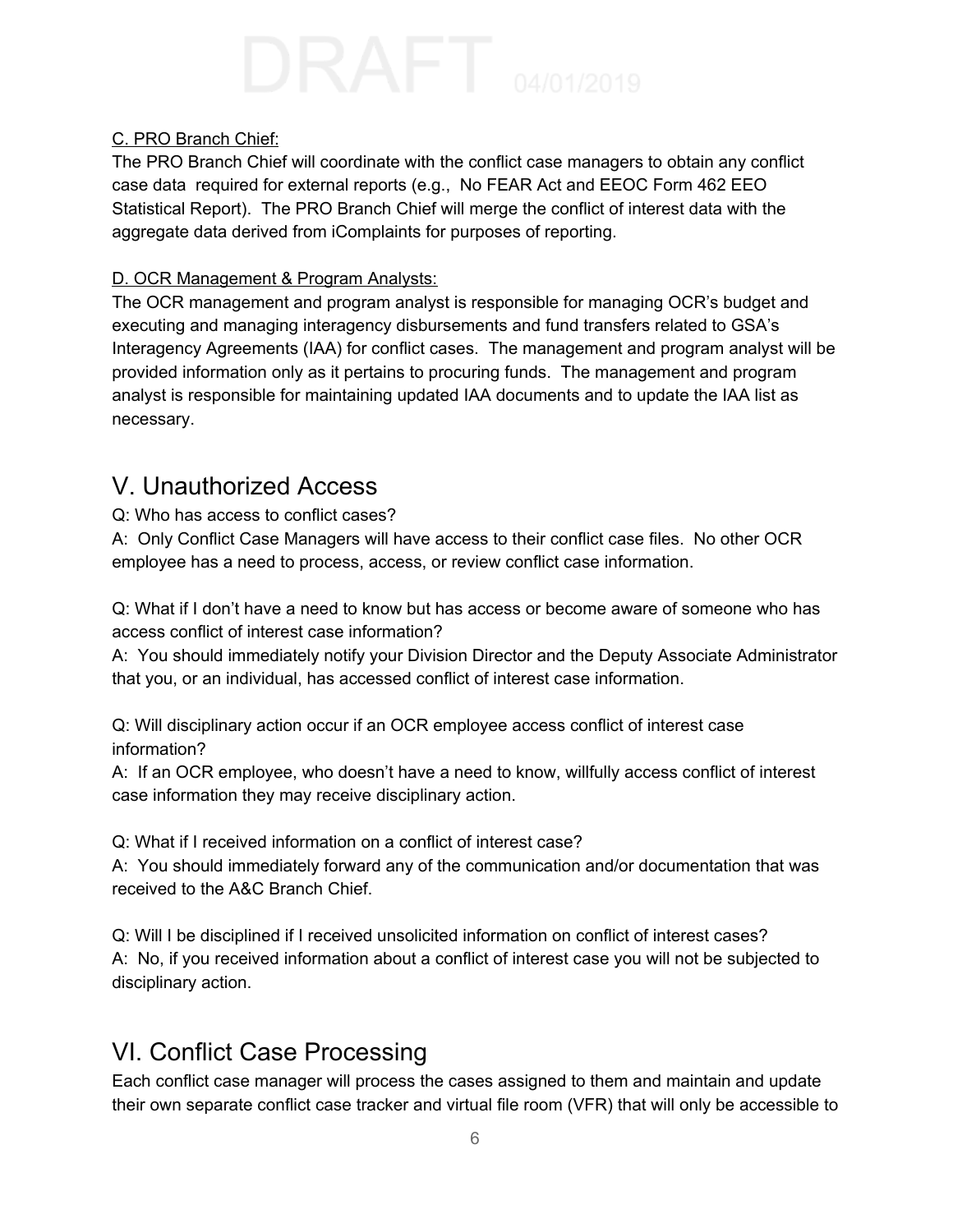C. PRO Branch Chief:

The PRO Branch Chief will coordinate with the conflict case managers to obtain any conflict case data required for external reports (e.g., No FEAR Act and EEOC Form 462 EEO Statistical Report). The PRO Branch Chief will merge the conflict of interest data with the aggregate data derived from iComplaints for purposes of reporting.

D. OCR Management & Program Analysts:

The OCR management and program analyst is responsible for managing OCR's budget and executing and managing interagency disbursements and fund transfers related to GSA's Interagency Agreements (IAA) for conflict cases. The management and program analyst will be provided information only as it pertains to procuring funds. The management and program analyst is responsible for maintaining updated IAA documents and to update the IAA list as necessary.

# V. Unauthorized Access

Q: Who has access to conflict cases?

A: Only Conflict Case Managers will have access to their conflict case files. No other OCR employee has a need to process, access, or review conflict case information.

Q: What if I don't have a need to know but has access or become aware of someone who has access conflict of interest case information?

A: You should immediately notify your Division Director and the Deputy Associate Administrator that you, or an individual, has accessed conflict of interest case information.

Q: Will disciplinary action occur if an OCR employee access conflict of interest case information?

A: If an OCR employee, who doesn't have a need to know, willfully access conflict of interest case information they may receive disciplinary action.

Q: What if I received information on a conflict of interest case?

A: You should immediately forward any of the communication and/or documentation that was received to the A&C Branch Chief.

Q: Will I be disciplined if I received unsolicited information on conflict of interest cases?

A: No, if you received information about a conflict of interest case you will not be subjected to disciplinary action.

# VI. Conflict Case Processing

Each conflict case manager will process the cases assigned to them and maintain and update their own separate conflict case tracker and virtual file room (VFR) that will only be accessible to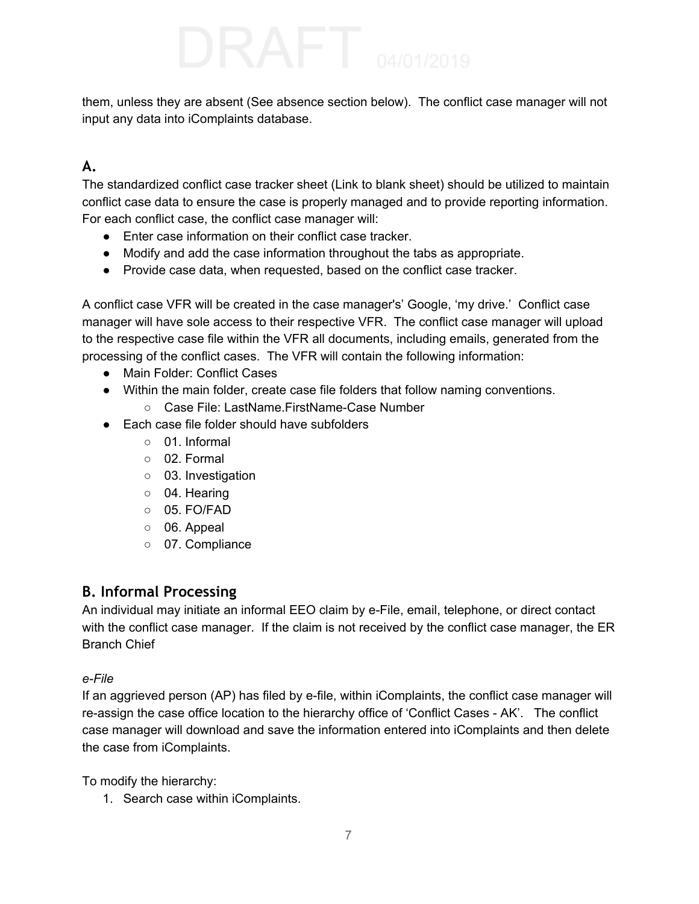them, unless they are absent (See absence section below). The conflict case manager will not input any data into iComplaints database.

## A.

The standardized conflict case tracker sheet (Link to blank sheet) should be utilized to maintain conflict case data to ensure the case is properly managed and to provide reporting information. For each conflict case, the conflict case manager will:

- Enter case information on their conflict case tracker.
- Modify and add the case information throughout the tabs as appropriate.
- Provide case data, when requested, based on the conflict case tracker.

A conflict case VFR will be created in the case manager's' Google, 'my drive.' Conflict case manager will have sole access to their respective VFR. The conflict case manager will upload to the respective case file within the VFR all documents, including emails, generated from the processing of the conflict cases. The VFR will contain the following information:

- Main Folder: Conflict Cases
- Within the main folder, create case file folders that follow naming conventions.
  - Case File: LastName.FirstName-Case Number
- Each case file folder should have subfolders
  - 01. Informal
  - 02. Formal
  - 03. Investigation
  - 04. Hearing
  - 05. FO/FAD
  - 06. Appeal
  - 07. Compliance

## B. Informal Processing

An individual may initiate an informal EEO claim by e-File, email, telephone, or direct contact with the conflict case manager. If the claim is not received by the conflict case manager, the ER Branch Chief

*e-File*

If an aggrieved person (AP) has filed by e-file, within iComplaints, the conflict case manager will re-assign the case office location to the hierarchy office of 'Conflict Cases - AK'. The conflict case manager will download and save the information entered into iComplaints and then delete the case from iComplaints.

To modify the hierarchy:

1. Search case within iComplaints.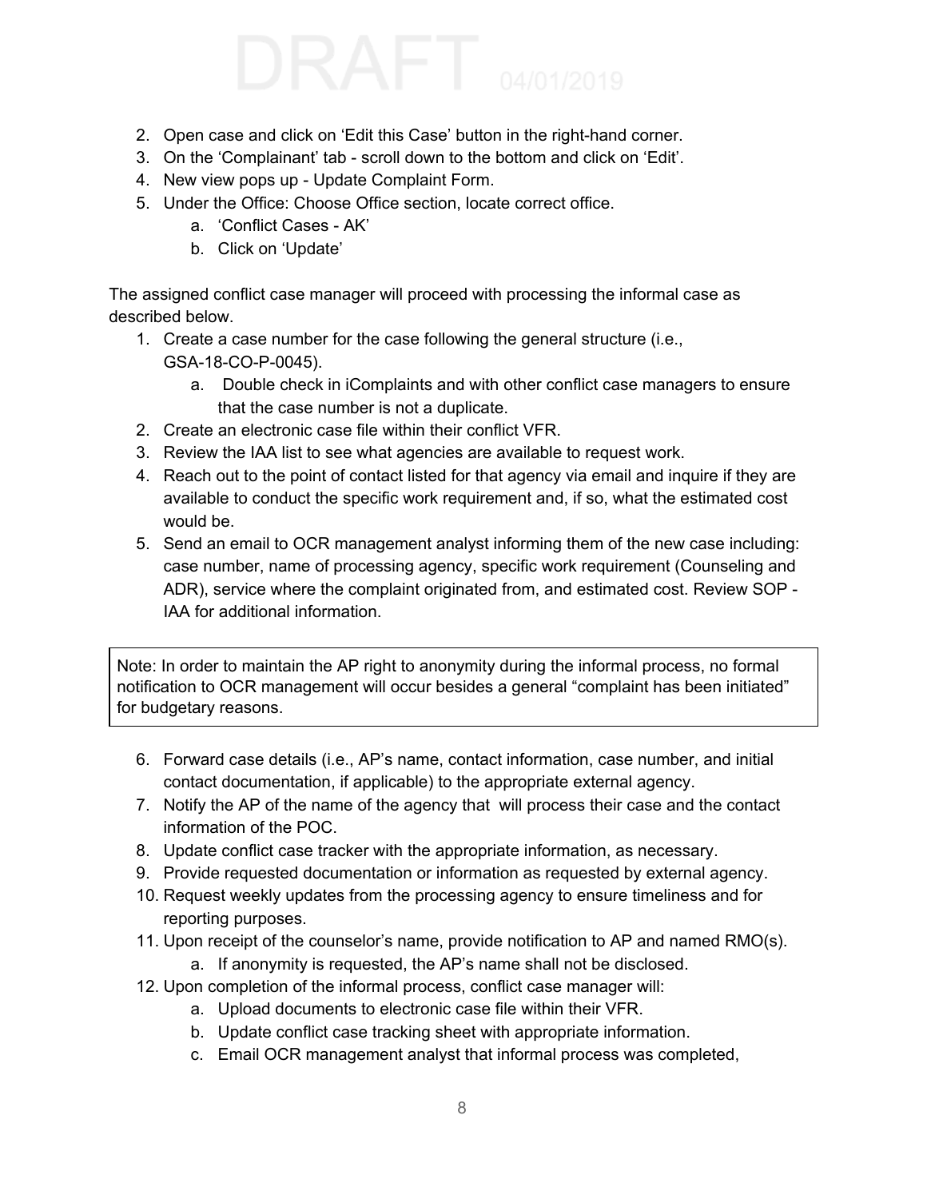2. Open case and click on 'Edit this Case' button in the right-hand corner.
3. On the 'Complainant' tab - scroll down to the bottom and click on 'Edit'.
4. New view pops up - Update Complaint Form.
5. Under the Office: Choose Office section, locate correct office.
    a. 'Conflict Cases - AK'
    b. Click on 'Update'

The assigned conflict case manager will proceed with processing the informal case as described below.

1. Create a case number for the case following the general structure (i.e., GSA-18-CO-P-0045).
    a. Double check in iComplaints and with other conflict case managers to ensure that the case number is not a duplicate.
2. Create an electronic case file within their conflict VFR.
3. Review the IAA list to see what agencies are available to request work.
4. Reach out to the point of contact listed for that agency via email and inquire if they are available to conduct the specific work requirement and, if so, what the estimated cost would be.
5. Send an email to OCR management analyst informing them of the new case including: case number, name of processing agency, specific work requirement (Counseling and ADR), service where the complaint originated from, and estimated cost. Review SOP - IAA for additional information.

> Note: In order to maintain the AP right to anonymity during the informal process, no formal notification to OCR management will occur besides a general "complaint has been initiated" for budgetary reasons.

6. Forward case details (i.e., AP's name, contact information, case number, and initial contact documentation, if applicable) to the appropriate external agency.
7. Notify the AP of the name of the agency that will process their case and the contact information of the POC.
8. Update conflict case tracker with the appropriate information, as necessary.
9. Provide requested documentation or information as requested by external agency.
10. Request weekly updates from the processing agency to ensure timeliness and for reporting purposes.
11. Upon receipt of the counselor's name, provide notification to AP and named RMO(s).
    a. If anonymity is requested, the AP's name shall not be disclosed.
12. Upon completion of the informal process, conflict case manager will:
    a. Upload documents to electronic case file within their VFR.
    b. Update conflict case tracking sheet with appropriate information.
    c. Email OCR management analyst that informal process was completed,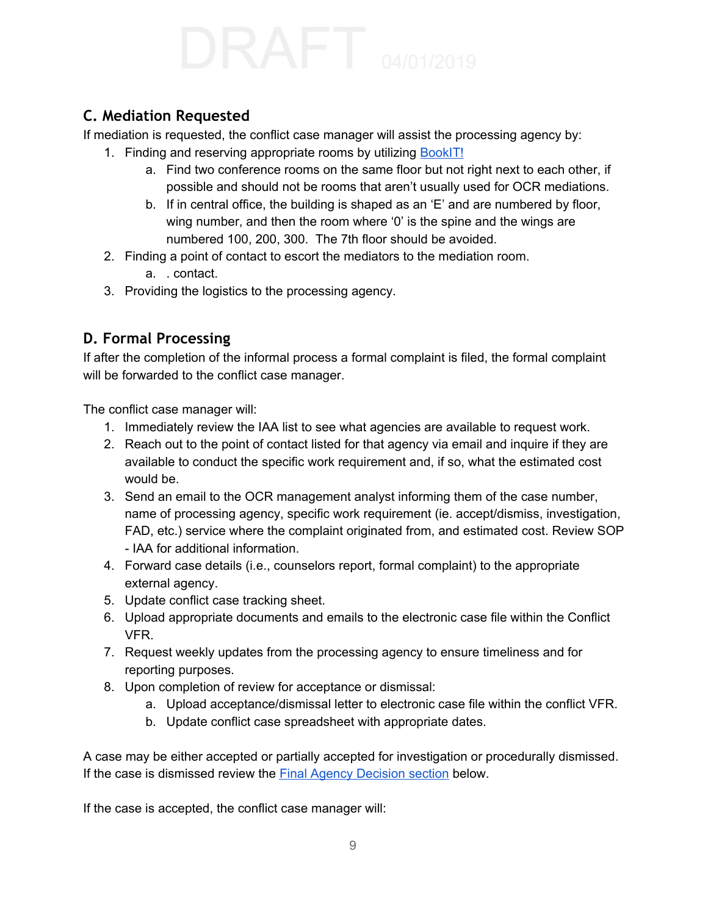## C. Mediation Requested

If mediation is requested, the conflict case manager will assist the processing agency by:

1. Finding and reserving appropriate rooms by utilizing [BookIT!]()
   a. Find two conference rooms on the same floor but not right next to each other, if possible and should not be rooms that aren't usually used for OCR mediations.
   b. If in central office, the building is shaped as an 'E' and are numbered by floor, wing number, and then the room where '0' is the spine and the wings are numbered 100, 200, 300. The 7th floor should be avoided.
2. Finding a point of contact to escort the mediators to the mediation room.
   a. . contact.
3. Providing the logistics to the processing agency.

## D. Formal Processing

If after the completion of the informal process a formal complaint is filed, the formal complaint will be forwarded to the conflict case manager.

The conflict case manager will:

1. Immediately review the IAA list to see what agencies are available to request work.
2. Reach out to the point of contact listed for that agency via email and inquire if they are available to conduct the specific work requirement and, if so, what the estimated cost would be.
3. Send an email to the OCR management analyst informing them of the case number, name of processing agency, specific work requirement (ie. accept/dismiss, investigation, FAD, etc.) service where the complaint originated from, and estimated cost. Review SOP - IAA for additional information.
4. Forward case details (i.e., counselors report, formal complaint) to the appropriate external agency.
5. Update conflict case tracking sheet.
6. Upload appropriate documents and emails to the electronic case file within the Conflict VFR.
7. Request weekly updates from the processing agency to ensure timeliness and for reporting purposes.
8. Upon completion of review for acceptance or dismissal:
   a. Upload acceptance/dismissal letter to electronic case file within the conflict VFR.
   b. Update conflict case spreadsheet with appropriate dates.

A case may be either accepted or partially accepted for investigation or procedurally dismissed. If the case is dismissed review the [Final Agency Decision section]() below.

If the case is accepted, the conflict case manager will: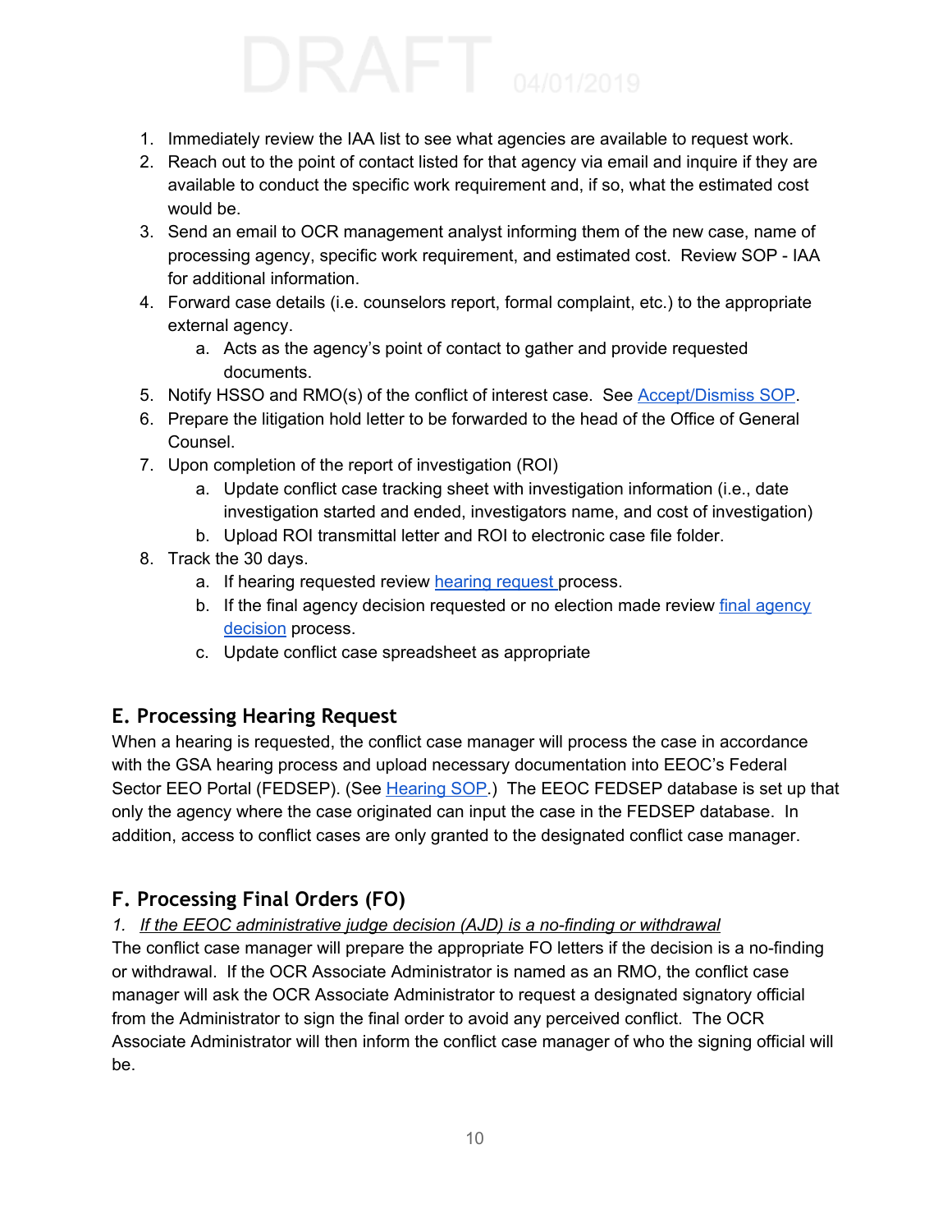1. Immediately review the IAA list to see what agencies are available to request work.
2. Reach out to the point of contact listed for that agency via email and inquire if they are available to conduct the specific work requirement and, if so, what the estimated cost would be.
3. Send an email to OCR management analyst informing them of the new case, name of processing agency, specific work requirement, and estimated cost. Review SOP - IAA for additional information.
4. Forward case details (i.e. counselors report, formal complaint, etc.) to the appropriate external agency.
   a. Acts as the agency's point of contact to gather and provide requested documents.
5. Notify HSSO and RMO(s) of the conflict of interest case. See Accept/Dismiss SOP.
6. Prepare the litigation hold letter to be forwarded to the head of the Office of General Counsel.
7. Upon completion of the report of investigation (ROI)
   a. Update conflict case tracking sheet with investigation information (i.e., date investigation started and ended, investigators name, and cost of investigation)
   b. Upload ROI transmittal letter and ROI to electronic case file folder.
8. Track the 30 days.
   a. If hearing requested review hearing request process.
   b. If the final agency decision requested or no election made review final agency decision process.
   c. Update conflict case spreadsheet as appropriate

## E. Processing Hearing Request

When a hearing is requested, the conflict case manager will process the case in accordance with the GSA hearing process and upload necessary documentation into EEOC's Federal Sector EEO Portal (FEDSEP). (See Hearing SOP.) The EEOC FEDSEP database is set up that only the agency where the case originated can input the case in the FEDSEP database. In addition, access to conflict cases are only granted to the designated conflict case manager.

## F. Processing Final Orders (FO)

*1. If the EEOC administrative judge decision (AJD) is a no-finding or withdrawal*

The conflict case manager will prepare the appropriate FO letters if the decision is a no-finding or withdrawal. If the OCR Associate Administrator is named as an RMO, the conflict case manager will ask the OCR Associate Administrator to request a designated signatory official from the Administrator to sign the final order to avoid any perceived conflict. The OCR Associate Administrator will then inform the conflict case manager of who the signing official will be.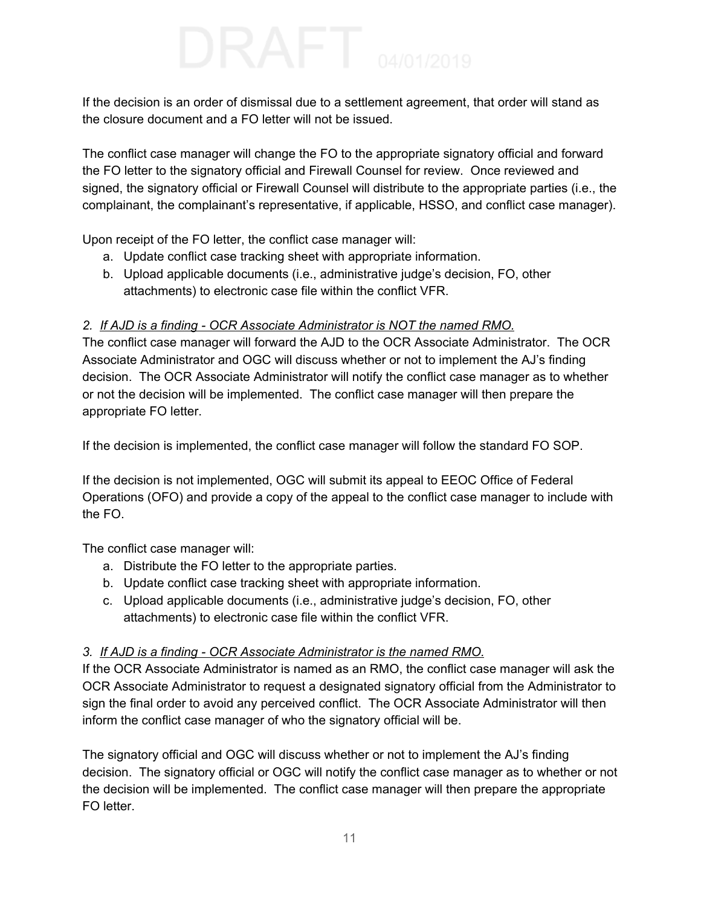If the decision is an order of dismissal due to a settlement agreement, that order will stand as the closure document and a FO letter will not be issued.

The conflict case manager will change the FO to the appropriate signatory official and forward the FO letter to the signatory official and Firewall Counsel for review. Once reviewed and signed, the signatory official or Firewall Counsel will distribute to the appropriate parties (i.e., the complainant, the complainant's representative, if applicable, HSSO, and conflict case manager).

Upon receipt of the FO letter, the conflict case manager will:

a. Update conflict case tracking sheet with appropriate information.
b. Upload applicable documents (i.e., administrative judge's decision, FO, other attachments) to electronic case file within the conflict VFR.

*2. <u>If AJD is a finding - OCR Associate Administrator is NOT the named RMO.</u>*

The conflict case manager will forward the AJD to the OCR Associate Administrator. The OCR Associate Administrator and OGC will discuss whether or not to implement the AJ's finding decision. The OCR Associate Administrator will notify the conflict case manager as to whether or not the decision will be implemented. The conflict case manager will then prepare the appropriate FO letter.

If the decision is implemented, the conflict case manager will follow the standard FO SOP.

If the decision is not implemented, OGC will submit its appeal to EEOC Office of Federal Operations (OFO) and provide a copy of the appeal to the conflict case manager to include with the FO.

The conflict case manager will:

a. Distribute the FO letter to the appropriate parties.
b. Update conflict case tracking sheet with appropriate information.
c. Upload applicable documents (i.e., administrative judge's decision, FO, other attachments) to electronic case file within the conflict VFR.

*3. <u>If AJD is a finding - OCR Associate Administrator is the named RMO.</u>*

If the OCR Associate Administrator is named as an RMO, the conflict case manager will ask the OCR Associate Administrator to request a designated signatory official from the Administrator to sign the final order to avoid any perceived conflict. The OCR Associate Administrator will then inform the conflict case manager of who the signatory official will be.

The signatory official and OGC will discuss whether or not to implement the AJ's finding decision. The signatory official or OGC will notify the conflict case manager as to whether or not the decision will be implemented. The conflict case manager will then prepare the appropriate FO letter.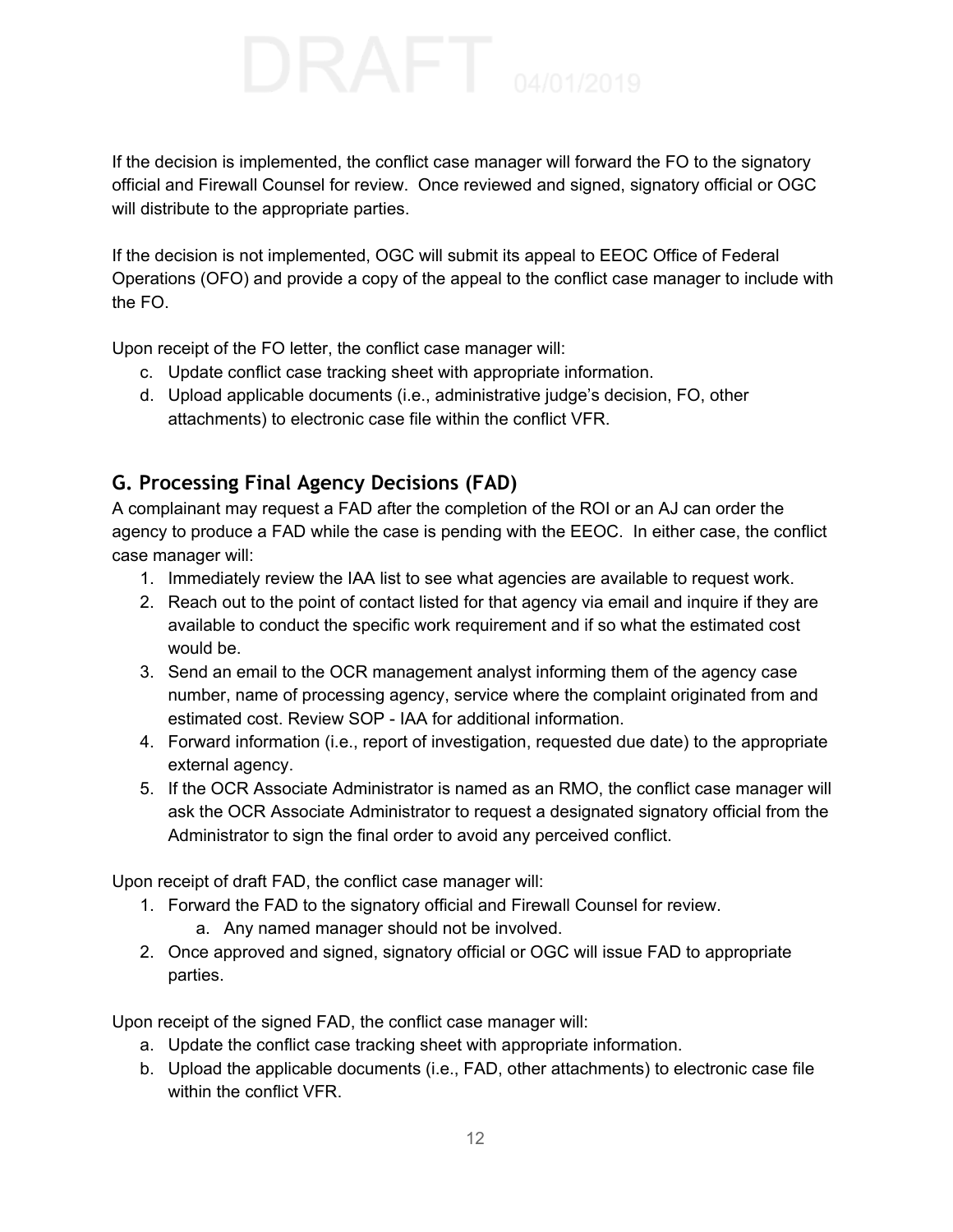If the decision is implemented, the conflict case manager will forward the FO to the signatory official and Firewall Counsel for review. Once reviewed and signed, signatory official or OGC will distribute to the appropriate parties.

If the decision is not implemented, OGC will submit its appeal to EEOC Office of Federal Operations (OFO) and provide a copy of the appeal to the conflict case manager to include with the FO.

Upon receipt of the FO letter, the conflict case manager will:

c. Update conflict case tracking sheet with appropriate information.
d. Upload applicable documents (i.e., administrative judge's decision, FO, other attachments) to electronic case file within the conflict VFR.

## G. Processing Final Agency Decisions (FAD)

A complainant may request a FAD after the completion of the ROI or an AJ can order the agency to produce a FAD while the case is pending with the EEOC. In either case, the conflict case manager will:

1. Immediately review the IAA list to see what agencies are available to request work.
2. Reach out to the point of contact listed for that agency via email and inquire if they are available to conduct the specific work requirement and if so what the estimated cost would be.
3. Send an email to the OCR management analyst informing them of the agency case number, name of processing agency, service where the complaint originated from and estimated cost. Review SOP - IAA for additional information.
4. Forward information (i.e., report of investigation, requested due date) to the appropriate external agency.
5. If the OCR Associate Administrator is named as an RMO, the conflict case manager will ask the OCR Associate Administrator to request a designated signatory official from the Administrator to sign the final order to avoid any perceived conflict.

Upon receipt of draft FAD, the conflict case manager will:

1. Forward the FAD to the signatory official and Firewall Counsel for review.
   a. Any named manager should not be involved.
2. Once approved and signed, signatory official or OGC will issue FAD to appropriate parties.

Upon receipt of the signed FAD, the conflict case manager will:

a. Update the conflict case tracking sheet with appropriate information.
b. Upload the applicable documents (i.e., FAD, other attachments) to electronic case file within the conflict VFR.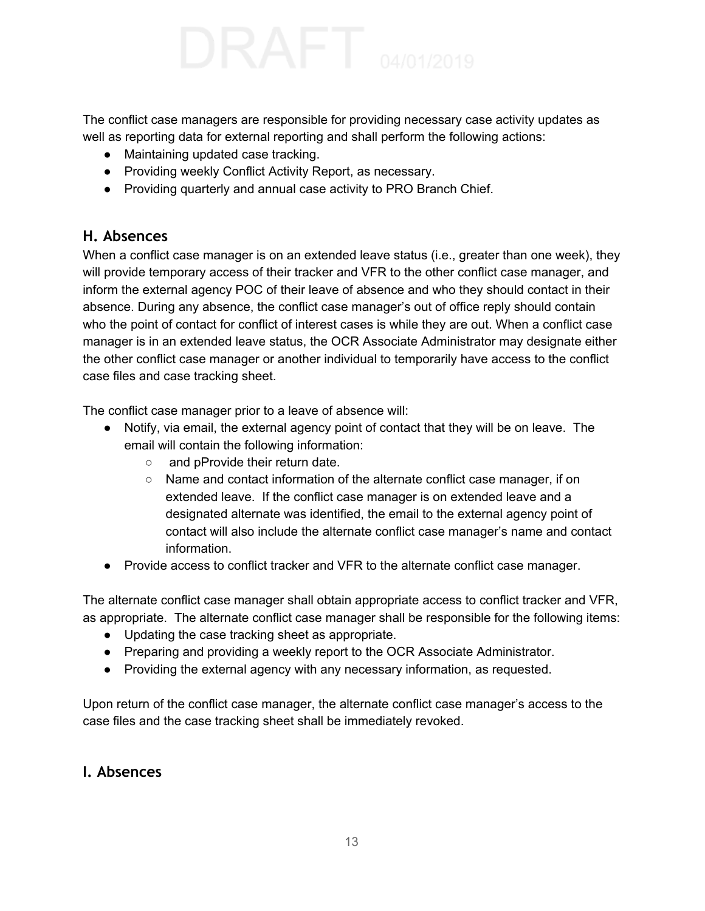The conflict case managers are responsible for providing necessary case activity updates as well as reporting data for external reporting and shall perform the following actions:

- Maintaining updated case tracking.
- Providing weekly Conflict Activity Report, as necessary.
- Providing quarterly and annual case activity to PRO Branch Chief.

## H. Absences

When a conflict case manager is on an extended leave status (i.e., greater than one week), they will provide temporary access of their tracker and VFR to the other conflict case manager, and inform the external agency POC of their leave of absence and who they should contact in their absence. During any absence, the conflict case manager's out of office reply should contain who the point of contact for conflict of interest cases is while they are out. When a conflict case manager is in an extended leave status, the OCR Associate Administrator may designate either the other conflict case manager or another individual to temporarily have access to the conflict case files and case tracking sheet.

The conflict case manager prior to a leave of absence will:

- Notify, via email, the external agency point of contact that they will be on leave. The email will contain the following information:
  - and pProvide their return date.
  - Name and contact information of the alternate conflict case manager, if on extended leave. If the conflict case manager is on extended leave and a designated alternate was identified, the email to the external agency point of contact will also include the alternate conflict case manager's name and contact information.
- Provide access to conflict tracker and VFR to the alternate conflict case manager.

The alternate conflict case manager shall obtain appropriate access to conflict tracker and VFR, as appropriate. The alternate conflict case manager shall be responsible for the following items:

- Updating the case tracking sheet as appropriate.
- Preparing and providing a weekly report to the OCR Associate Administrator.
- Providing the external agency with any necessary information, as requested.

Upon return of the conflict case manager, the alternate conflict case manager's access to the case files and the case tracking sheet shall be immediately revoked.

## I. Absences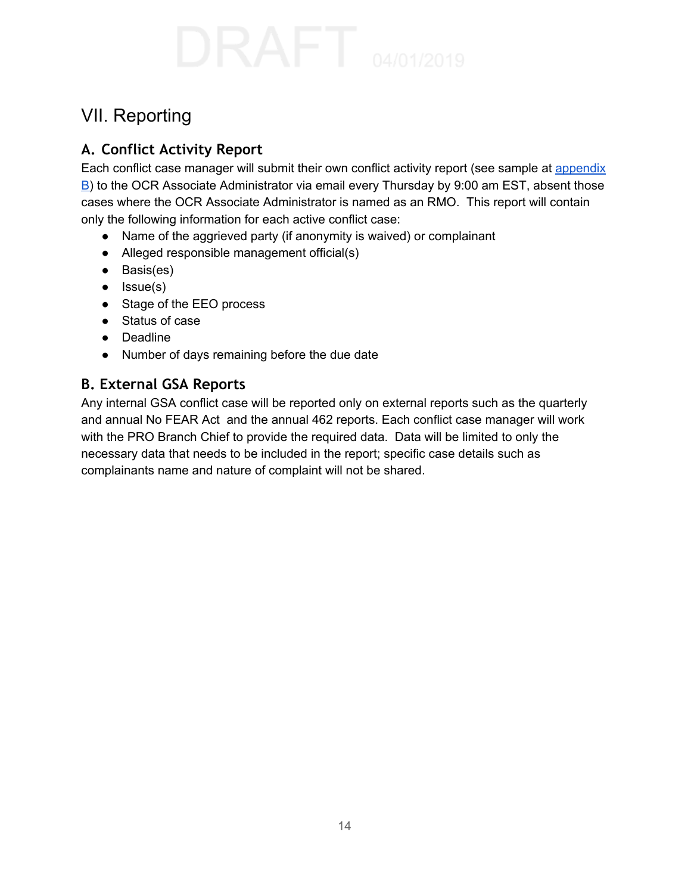# VII. Reporting

## A. Conflict Activity Report

Each conflict case manager will submit their own conflict activity report (see sample at appendix B) to the OCR Associate Administrator via email every Thursday by 9:00 am EST, absent those cases where the OCR Associate Administrator is named as an RMO. This report will contain only the following information for each active conflict case:

- Name of the aggrieved party (if anonymity is waived) or complainant
- Alleged responsible management official(s)
- Basis(es)
- Issue(s)
- Stage of the EEO process
- Status of case
- Deadline
- Number of days remaining before the due date

## B. External GSA Reports

Any internal GSA conflict case will be reported only on external reports such as the quarterly and annual No FEAR Act and the annual 462 reports. Each conflict case manager will work with the PRO Branch Chief to provide the required data. Data will be limited to only the necessary data that needs to be included in the report; specific case details such as complainants name and nature of complaint will not be shared.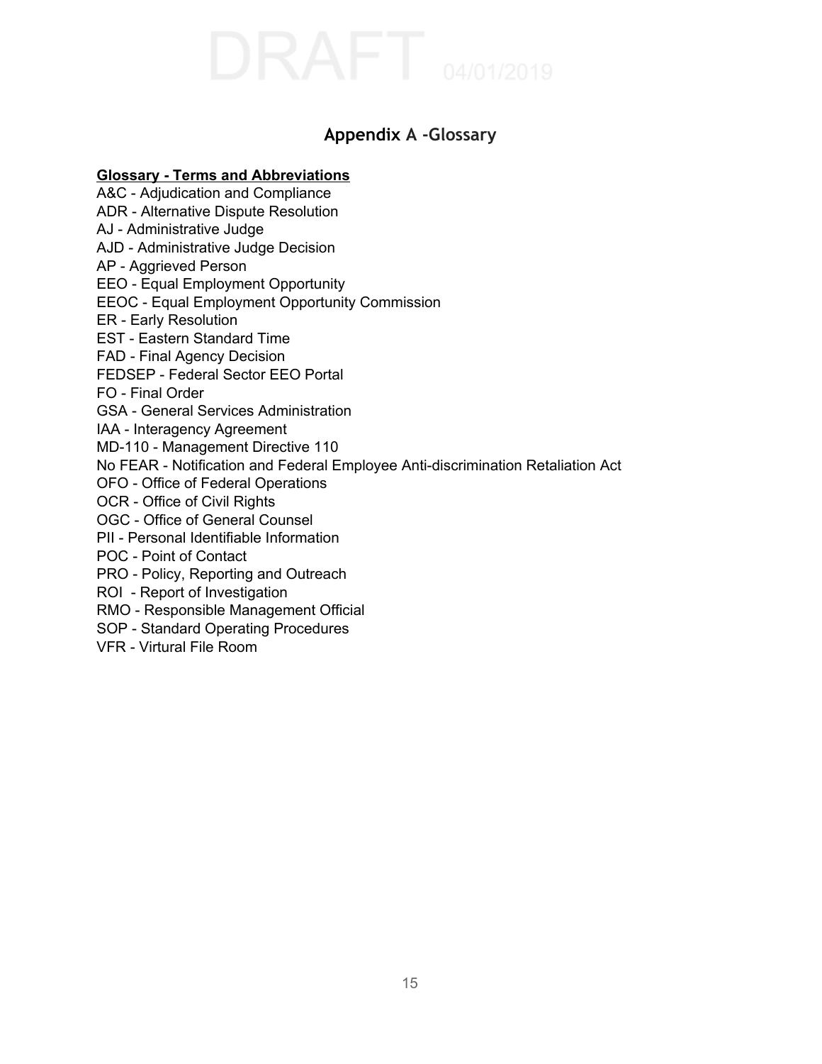DRAFT 04/01/2019

# Appendix A -Glossary

**Glossary - Terms and Abbreviations**

A&C - Adjudication and Compliance
ADR - Alternative Dispute Resolution
AJ - Administrative Judge
AJD - Administrative Judge Decision
AP - Aggrieved Person
EEO - Equal Employment Opportunity
EEOC - Equal Employment Opportunity Commission
ER - Early Resolution
EST - Eastern Standard Time
FAD - Final Agency Decision
FEDSEP - Federal Sector EEO Portal
FO - Final Order
GSA - General Services Administration
IAA - Interagency Agreement
MD-110 - Management Directive 110
No FEAR - Notification and Federal Employee Anti-discrimination Retaliation Act
OFO - Office of Federal Operations
OCR - Office of Civil Rights
OGC - Office of General Counsel
PII - Personal Identifiable Information
POC - Point of Contact
PRO - Policy, Reporting and Outreach
ROI - Report of Investigation
RMO - Responsible Management Official
SOP - Standard Operating Procedures
VFR - Virtual File Room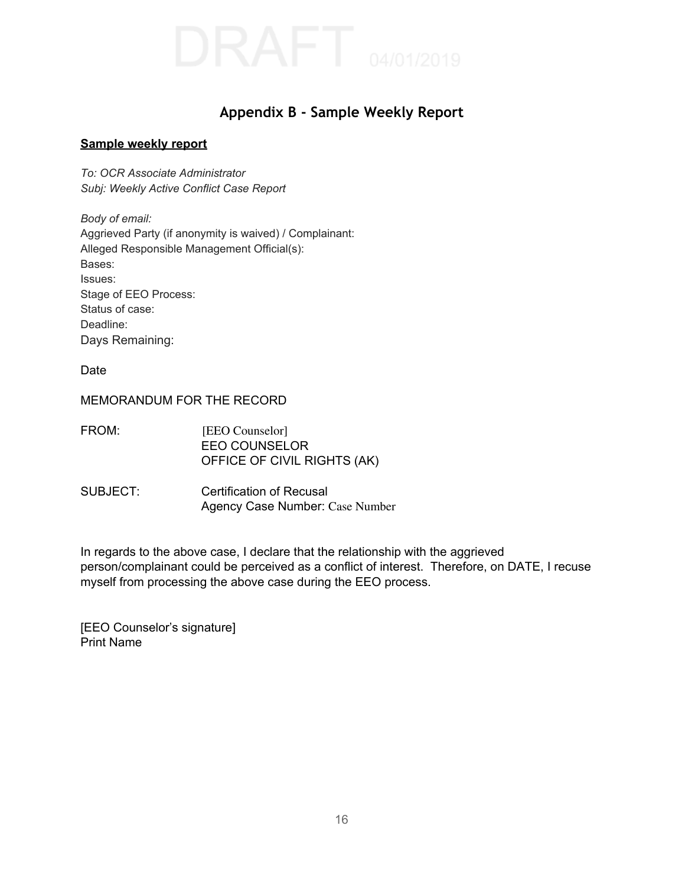# Appendix B - Sample Weekly Report

**Sample weekly report**

*To: OCR Associate Administrator*
*Subj: Weekly Active Conflict Case Report*

*Body of email:*
Aggrieved Party (if anonymity is waived) / Complainant:
Alleged Responsible Management Official(s):
Bases:
Issues:
Stage of EEO Process:
Status of case:
Deadline:
Days Remaining:

Date

MEMORANDUM FOR THE RECORD

FROM: [EEO Counselor]
EEO COUNSELOR
OFFICE OF CIVIL RIGHTS (AK)

SUBJECT: Certification of Recusal
Agency Case Number: Case Number

In regards to the above case, I declare that the relationship with the aggrieved person/complainant could be perceived as a conflict of interest. Therefore, on DATE, I recuse myself from processing the above case during the EEO process.

[EEO Counselor's signature]
Print Name